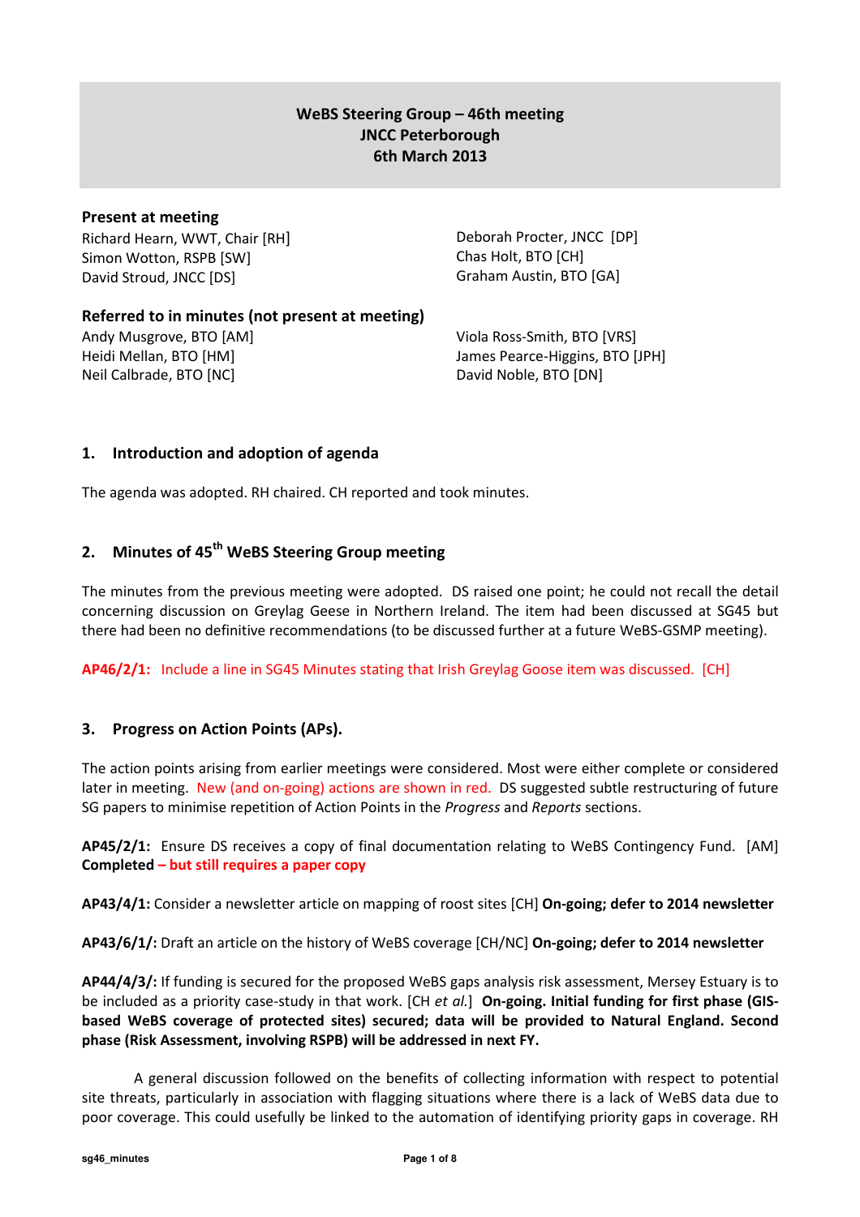# WeBS Steering Group – 46th meeting
## JNCC Peterborough
## 6th March 2013

**Present at meeting**

Richard Hearn, WWT, Chair [RH]
Simon Wotton, RSPB [SW]
David Stroud, JNCC [DS]
Deborah Procter, JNCC [DP]
Chas Holt, BTO [CH]
Graham Austin, BTO [GA]

**Referred to in minutes (not present at meeting)**

Andy Musgrove, BTO [AM]
Heidi Mellan, BTO [HM]
Neil Calbrade, BTO [NC]
Viola Ross-Smith, BTO [VRS]
James Pearce-Higgins, BTO [JPH]
David Noble, BTO [DN]

### 1. Introduction and adoption of agenda

The agenda was adopted. RH chaired. CH reported and took minutes.

### 2. Minutes of 45th WeBS Steering Group meeting

The minutes from the previous meeting were adopted. DS raised one point; he could not recall the detail concerning discussion on Greylag Geese in Northern Ireland. The item had been discussed at SG45 but there had been no definitive recommendations (to be discussed further at a future WeBS-GSMP meeting).

**AP46/2/1:** Include a line in SG45 Minutes stating that Irish Greylag Goose item was discussed. [CH]

### 3. Progress on Action Points (APs).

The action points arising from earlier meetings were considered. Most were either complete or considered later in meeting. New (and on-going) actions are shown in red. DS suggested subtle restructuring of future SG papers to minimise repetition of Action Points in the *Progress* and *Reports* sections.

**AP45/2/1:** Ensure DS receives a copy of final documentation relating to WeBS Contingency Fund. [AM] **Completed – but still requires a paper copy**

**AP43/4/1:** Consider a newsletter article on mapping of roost sites [CH] **On-going; defer to 2014 newsletter**

**AP43/6/1/:** Draft an article on the history of WeBS coverage [CH/NC] **On-going; defer to 2014 newsletter**

**AP44/4/3/:** If funding is secured for the proposed WeBS gaps analysis risk assessment, Mersey Estuary is to be included as a priority case-study in that work. [CH *et al.*] **On-going. Initial funding for first phase (GIS-based WeBS coverage of protected sites) secured; data will be provided to Natural England. Second phase (Risk Assessment, involving RSPB) will be addressed in next FY.**

A general discussion followed on the benefits of collecting information with respect to potential site threats, particularly in association with flagging situations where there is a lack of WeBS data due to poor coverage. This could usefully be linked to the automation of identifying priority gaps in coverage. RH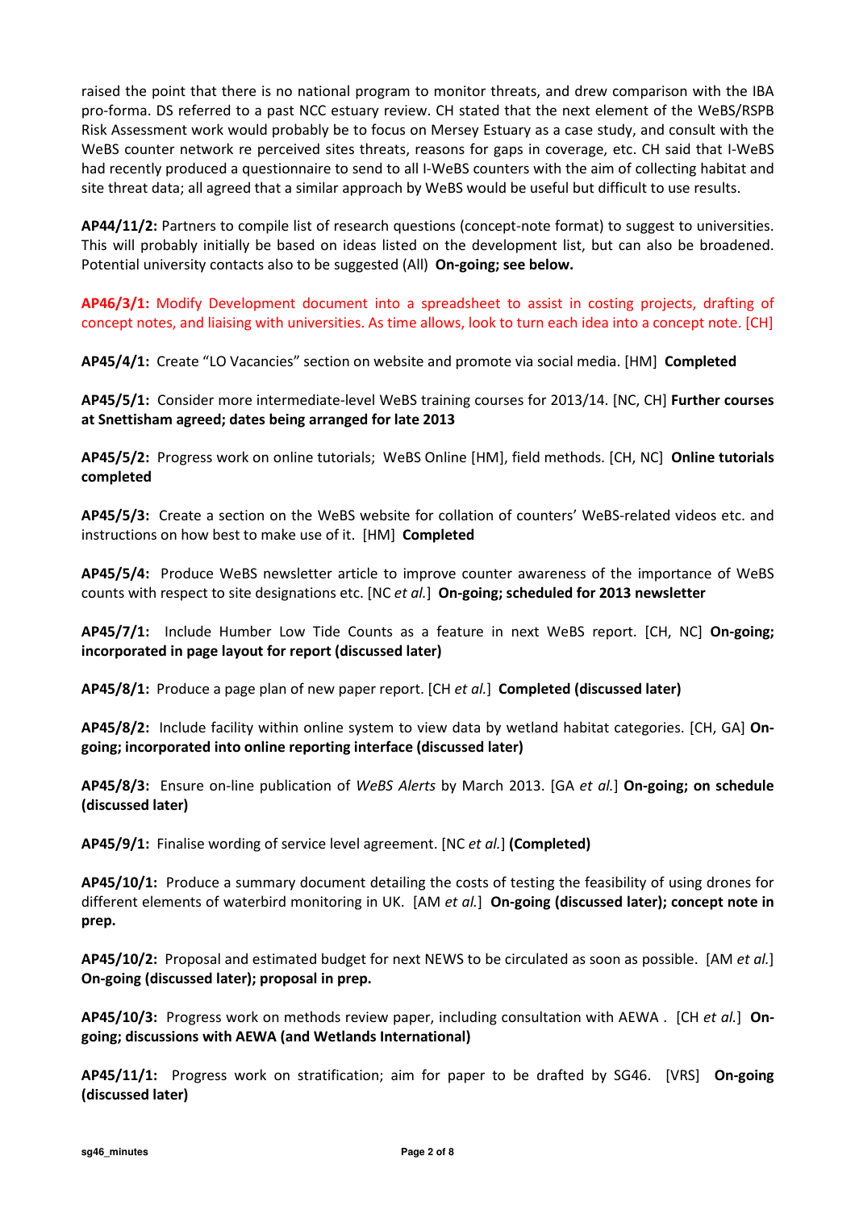raised the point that there is no national program to monitor threats, and drew comparison with the IBA pro-forma. DS referred to a past NCC estuary review. CH stated that the next element of the WeBS/RSPB Risk Assessment work would probably be to focus on Mersey Estuary as a case study, and consult with the WeBS counter network re perceived sites threats, reasons for gaps in coverage, etc. CH said that I-WeBS had recently produced a questionnaire to send to all I-WeBS counters with the aim of collecting habitat and site threat data; all agreed that a similar approach by WeBS would be useful but difficult to use results.

**AP44/11/2:** Partners to compile list of research questions (concept-note format) to suggest to universities. This will probably initially be based on ideas listed on the development list, but can also be broadened. Potential university contacts also to be suggested (All) **On-going; see below.**

**AP46/3/1:** Modify Development document into a spreadsheet to assist in costing projects, drafting of concept notes, and liaising with universities. As time allows, look to turn each idea into a concept note. [CH]

**AP45/4/1:** Create "LO Vacancies" section on website and promote via social media. [HM] **Completed**

**AP45/5/1:** Consider more intermediate-level WeBS training courses for 2013/14. [NC, CH] **Further courses at Snettisham agreed; dates being arranged for late 2013**

**AP45/5/2:** Progress work on online tutorials; WeBS Online [HM], field methods. [CH, NC] **Online tutorials completed**

**AP45/5/3:** Create a section on the WeBS website for collation of counters' WeBS-related videos etc. and instructions on how best to make use of it. [HM] **Completed**

**AP45/5/4:** Produce WeBS newsletter article to improve counter awareness of the importance of WeBS counts with respect to site designations etc. [NC *et al.*] **On-going; scheduled for 2013 newsletter**

**AP45/7/1:** Include Humber Low Tide Counts as a feature in next WeBS report. [CH, NC] **On-going; incorporated in page layout for report (discussed later)**

**AP45/8/1:** Produce a page plan of new paper report. [CH *et al.*] **Completed (discussed later)**

**AP45/8/2:** Include facility within online system to view data by wetland habitat categories. [CH, GA] **On-going; incorporated into online reporting interface (discussed later)**

**AP45/8/3:** Ensure on-line publication of *WeBS Alerts* by March 2013. [GA *et al.*] **On-going; on schedule (discussed later)**

**AP45/9/1:** Finalise wording of service level agreement. [NC *et al.*] **(Completed)**

**AP45/10/1:** Produce a summary document detailing the costs of testing the feasibility of using drones for different elements of waterbird monitoring in UK. [AM *et al.*] **On-going (discussed later); concept note in prep.**

**AP45/10/2:** Proposal and estimated budget for next NEWS to be circulated as soon as possible. [AM *et al.*] **On-going (discussed later); proposal in prep.**

**AP45/10/3:** Progress work on methods review paper, including consultation with AEWA . [CH *et al.*] **On-going; discussions with AEWA (and Wetlands International)**

**AP45/11/1:** Progress work on stratification; aim for paper to be drafted by SG46. [VRS] **On-going (discussed later)**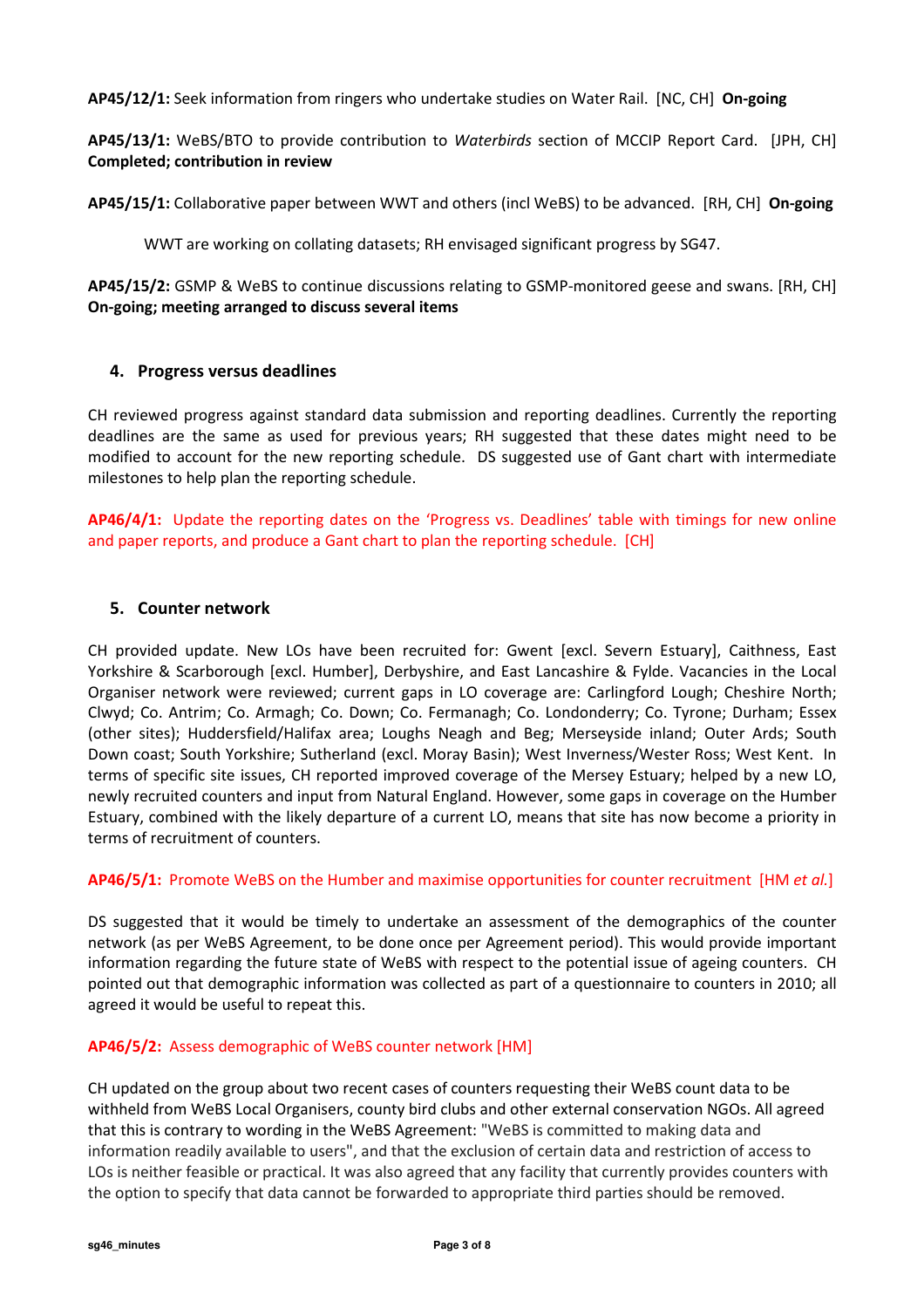**AP45/12/1:** Seek information from ringers who undertake studies on Water Rail. [NC, CH] **On-going**

**AP45/13/1:** WeBS/BTO to provide contribution to *Waterbirds* section of MCCIP Report Card. [JPH, CH] **Completed; contribution in review**

**AP45/15/1:** Collaborative paper between WWT and others (incl WeBS) to be advanced. [RH, CH] **On-going**

WWT are working on collating datasets; RH envisaged significant progress by SG47.

**AP45/15/2:** GSMP & WeBS to continue discussions relating to GSMP-monitored geese and swans. [RH, CH] **On-going; meeting arranged to discuss several items**

## 4. Progress versus deadlines

CH reviewed progress against standard data submission and reporting deadlines. Currently the reporting deadlines are the same as used for previous years; RH suggested that these dates might need to be modified to account for the new reporting schedule. DS suggested use of Gant chart with intermediate milestones to help plan the reporting schedule.

**AP46/4/1:** Update the reporting dates on the 'Progress vs. Deadlines' table with timings for new online and paper reports, and produce a Gant chart to plan the reporting schedule. [CH]

## 5. Counter network

CH provided update. New LOs have been recruited for: Gwent [excl. Severn Estuary], Caithness, East Yorkshire & Scarborough [excl. Humber], Derbyshire, and East Lancashire & Fylde. Vacancies in the Local Organiser network were reviewed; current gaps in LO coverage are: Carlingford Lough; Cheshire North; Clwyd; Co. Antrim; Co. Armagh; Co. Down; Co. Fermanagh; Co. Londonderry; Co. Tyrone; Durham; Essex (other sites); Huddersfield/Halifax area; Loughs Neagh and Beg; Merseyside inland; Outer Ards; South Down coast; South Yorkshire; Sutherland (excl. Moray Basin); West Inverness/Wester Ross; West Kent. In terms of specific site issues, CH reported improved coverage of the Mersey Estuary; helped by a new LO, newly recruited counters and input from Natural England. However, some gaps in coverage on the Humber Estuary, combined with the likely departure of a current LO, means that site has now become a priority in terms of recruitment of counters.

**AP46/5/1:** Promote WeBS on the Humber and maximise opportunities for counter recruitment [HM *et al.*]

DS suggested that it would be timely to undertake an assessment of the demographics of the counter network (as per WeBS Agreement, to be done once per Agreement period). This would provide important information regarding the future state of WeBS with respect to the potential issue of ageing counters. CH pointed out that demographic information was collected as part of a questionnaire to counters in 2010; all agreed it would be useful to repeat this.

**AP46/5/2:** Assess demographic of WeBS counter network [HM]

CH updated on the group about two recent cases of counters requesting their WeBS count data to be withheld from WeBS Local Organisers, county bird clubs and other external conservation NGOs. All agreed that this is contrary to wording in the WeBS Agreement: "WeBS is committed to making data and information readily available to users", and that the exclusion of certain data and restriction of access to LOs is neither feasible or practical. It was also agreed that any facility that currently provides counters with the option to specify that data cannot be forwarded to appropriate third parties should be removed.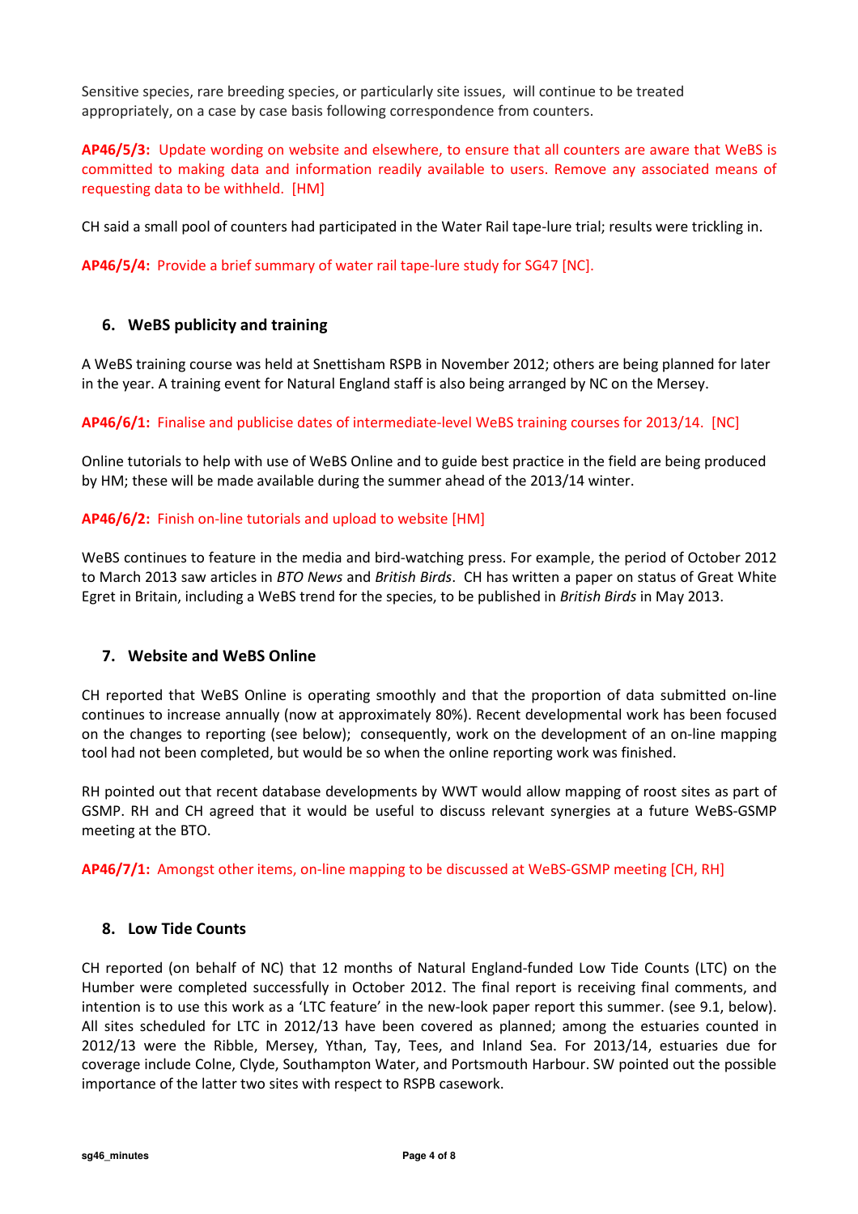Sensitive species, rare breeding species, or particularly site issues, will continue to be treated appropriately, on a case by case basis following correspondence from counters.

**AP46/5/3:** Update wording on website and elsewhere, to ensure that all counters are aware that WeBS is committed to making data and information readily available to users. Remove any associated means of requesting data to be withheld. [HM]

CH said a small pool of counters had participated in the Water Rail tape-lure trial; results were trickling in.

**AP46/5/4:** Provide a brief summary of water rail tape-lure study for SG47 [NC].

## 6. WeBS publicity and training

A WeBS training course was held at Snettisham RSPB in November 2012; others are being planned for later in the year. A training event for Natural England staff is also being arranged by NC on the Mersey.

**AP46/6/1:** Finalise and publicise dates of intermediate-level WeBS training courses for 2013/14. [NC]

Online tutorials to help with use of WeBS Online and to guide best practice in the field are being produced by HM; these will be made available during the summer ahead of the 2013/14 winter.

**AP46/6/2:** Finish on-line tutorials and upload to website [HM]

WeBS continues to feature in the media and bird-watching press. For example, the period of October 2012 to March 2013 saw articles in *BTO News* and *British Birds*. CH has written a paper on status of Great White Egret in Britain, including a WeBS trend for the species, to be published in *British Birds* in May 2013.

## 7. Website and WeBS Online

CH reported that WeBS Online is operating smoothly and that the proportion of data submitted on-line continues to increase annually (now at approximately 80%). Recent developmental work has been focused on the changes to reporting (see below); consequently, work on the development of an on-line mapping tool had not been completed, but would be so when the online reporting work was finished.

RH pointed out that recent database developments by WWT would allow mapping of roost sites as part of GSMP. RH and CH agreed that it would be useful to discuss relevant synergies at a future WeBS-GSMP meeting at the BTO.

**AP46/7/1:** Amongst other items, on-line mapping to be discussed at WeBS-GSMP meeting [CH, RH]

## 8. Low Tide Counts

CH reported (on behalf of NC) that 12 months of Natural England-funded Low Tide Counts (LTC) on the Humber were completed successfully in October 2012. The final report is receiving final comments, and intention is to use this work as a 'LTC feature' in the new-look paper report this summer. (see 9.1, below). All sites scheduled for LTC in 2012/13 have been covered as planned; among the estuaries counted in 2012/13 were the Ribble, Mersey, Ythan, Tay, Tees, and Inland Sea. For 2013/14, estuaries due for coverage include Colne, Clyde, Southampton Water, and Portsmouth Harbour. SW pointed out the possible importance of the latter two sites with respect to RSPB casework.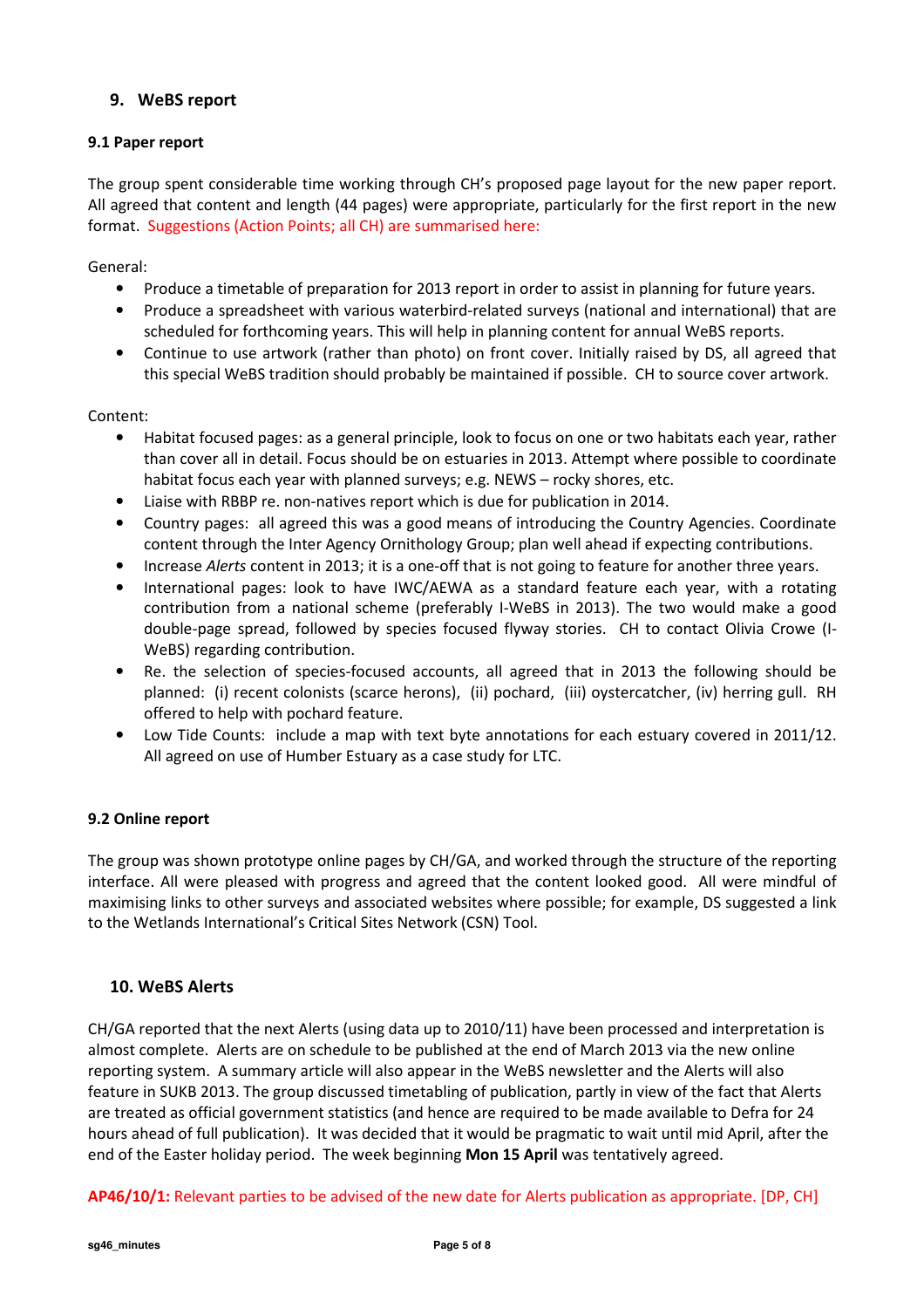## 9. WeBS report

### 9.1 Paper report

The group spent considerable time working through CH's proposed page layout for the new paper report. All agreed that content and length (44 pages) were appropriate, particularly for the first report in the new format. Suggestions (Action Points; all CH) are summarised here:

General:

- Produce a timetable of preparation for 2013 report in order to assist in planning for future years.
- Produce a spreadsheet with various waterbird-related surveys (national and international) that are scheduled for forthcoming years. This will help in planning content for annual WeBS reports.
- Continue to use artwork (rather than photo) on front cover. Initially raised by DS, all agreed that this special WeBS tradition should probably be maintained if possible. CH to source cover artwork.

Content:

- Habitat focused pages: as a general principle, look to focus on one or two habitats each year, rather than cover all in detail. Focus should be on estuaries in 2013. Attempt where possible to coordinate habitat focus each year with planned surveys; e.g. NEWS – rocky shores, etc.
- Liaise with RBBP re. non-natives report which is due for publication in 2014.
- Country pages: all agreed this was a good means of introducing the Country Agencies. Coordinate content through the Inter Agency Ornithology Group; plan well ahead if expecting contributions.
- Increase *Alerts* content in 2013; it is a one-off that is not going to feature for another three years.
- International pages: look to have IWC/AEWA as a standard feature each year, with a rotating contribution from a national scheme (preferably I-WeBS in 2013). The two would make a good double-page spread, followed by species focused flyway stories. CH to contact Olivia Crowe (I-WeBS) regarding contribution.
- Re. the selection of species-focused accounts, all agreed that in 2013 the following should be planned: (i) recent colonists (scarce herons), (ii) pochard, (iii) oystercatcher, (iv) herring gull. RH offered to help with pochard feature.
- Low Tide Counts: include a map with text byte annotations for each estuary covered in 2011/12. All agreed on use of Humber Estuary as a case study for LTC.

### 9.2 Online report

The group was shown prototype online pages by CH/GA, and worked through the structure of the reporting interface. All were pleased with progress and agreed that the content looked good. All were mindful of maximising links to other surveys and associated websites where possible; for example, DS suggested a link to the Wetlands International's Critical Sites Network (CSN) Tool.

## 10. WeBS Alerts

CH/GA reported that the next Alerts (using data up to 2010/11) have been processed and interpretation is almost complete. Alerts are on schedule to be published at the end of March 2013 via the new online reporting system. A summary article will also appear in the WeBS newsletter and the Alerts will also feature in SUKB 2013. The group discussed timetabling of publication, partly in view of the fact that Alerts are treated as official government statistics (and hence are required to be made available to Defra for 24 hours ahead of full publication). It was decided that it would be pragmatic to wait until mid April, after the end of the Easter holiday period. The week beginning **Mon 15 April** was tentatively agreed.

**AP46/10/1:** Relevant parties to be advised of the new date for Alerts publication as appropriate. [DP, CH]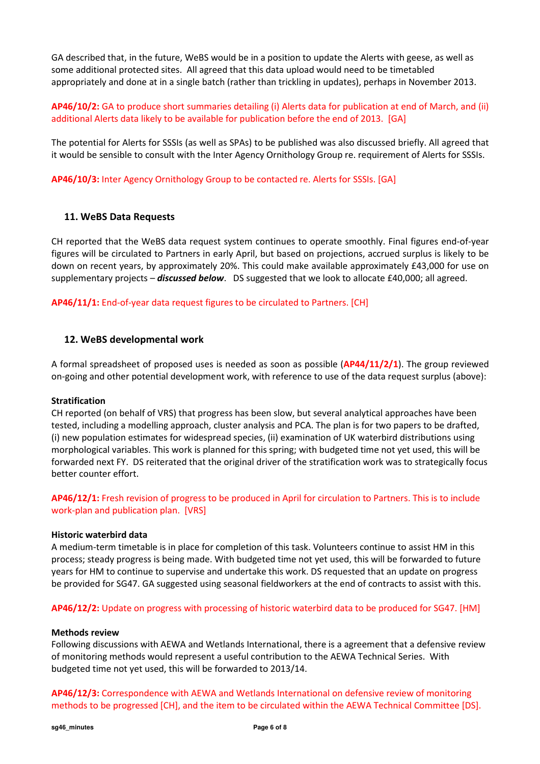GA described that, in the future, WeBS would be in a position to update the Alerts with geese, as well as some additional protected sites. All agreed that this data upload would need to be timetabled appropriately and done at in a single batch (rather than trickling in updates), perhaps in November 2013.

**AP46/10/2:** GA to produce short summaries detailing (i) Alerts data for publication at end of March, and (ii) additional Alerts data likely to be available for publication before the end of 2013. [GA]

The potential for Alerts for SSSIs (as well as SPAs) to be published was also discussed briefly. All agreed that it would be sensible to consult with the Inter Agency Ornithology Group re. requirement of Alerts for SSSIs.

**AP46/10/3:** Inter Agency Ornithology Group to be contacted re. Alerts for SSSIs. [GA]

## 11. WeBS Data Requests

CH reported that the WeBS data request system continues to operate smoothly. Final figures end-of-year figures will be circulated to Partners in early April, but based on projections, accrued surplus is likely to be down on recent years, by approximately 20%. This could make available approximately £43,000 for use on supplementary projects – ***discussed below***. DS suggested that we look to allocate £40,000; all agreed.

**AP46/11/1:** End-of-year data request figures to be circulated to Partners. [CH]

## 12. WeBS developmental work

A formal spreadsheet of proposed uses is needed as soon as possible (**AP44/11/2/1**). The group reviewed on-going and other potential development work, with reference to use of the data request surplus (above):

**Stratification**
CH reported (on behalf of VRS) that progress has been slow, but several analytical approaches have been tested, including a modelling approach, cluster analysis and PCA. The plan is for two papers to be drafted, (i) new population estimates for widespread species, (ii) examination of UK waterbird distributions using morphological variables. This work is planned for this spring; with budgeted time not yet used, this will be forwarded next FY. DS reiterated that the original driver of the stratification work was to strategically focus better counter effort.

**AP46/12/1:** Fresh revision of progress to be produced in April for circulation to Partners. This is to include work-plan and publication plan. [VRS]

**Historic waterbird data**
A medium-term timetable is in place for completion of this task. Volunteers continue to assist HM in this process; steady progress is being made. With budgeted time not yet used, this will be forwarded to future years for HM to continue to supervise and undertake this work. DS requested that an update on progress be provided for SG47. GA suggested using seasonal fieldworkers at the end of contracts to assist with this.

**AP46/12/2:** Update on progress with processing of historic waterbird data to be produced for SG47. [HM]

**Methods review**
Following discussions with AEWA and Wetlands International, there is a agreement that a defensive review of monitoring methods would represent a useful contribution to the AEWA Technical Series. With budgeted time not yet used, this will be forwarded to 2013/14.

**AP46/12/3:** Correspondence with AEWA and Wetlands International on defensive review of monitoring methods to be progressed [CH], and the item to be circulated within the AEWA Technical Committee [DS].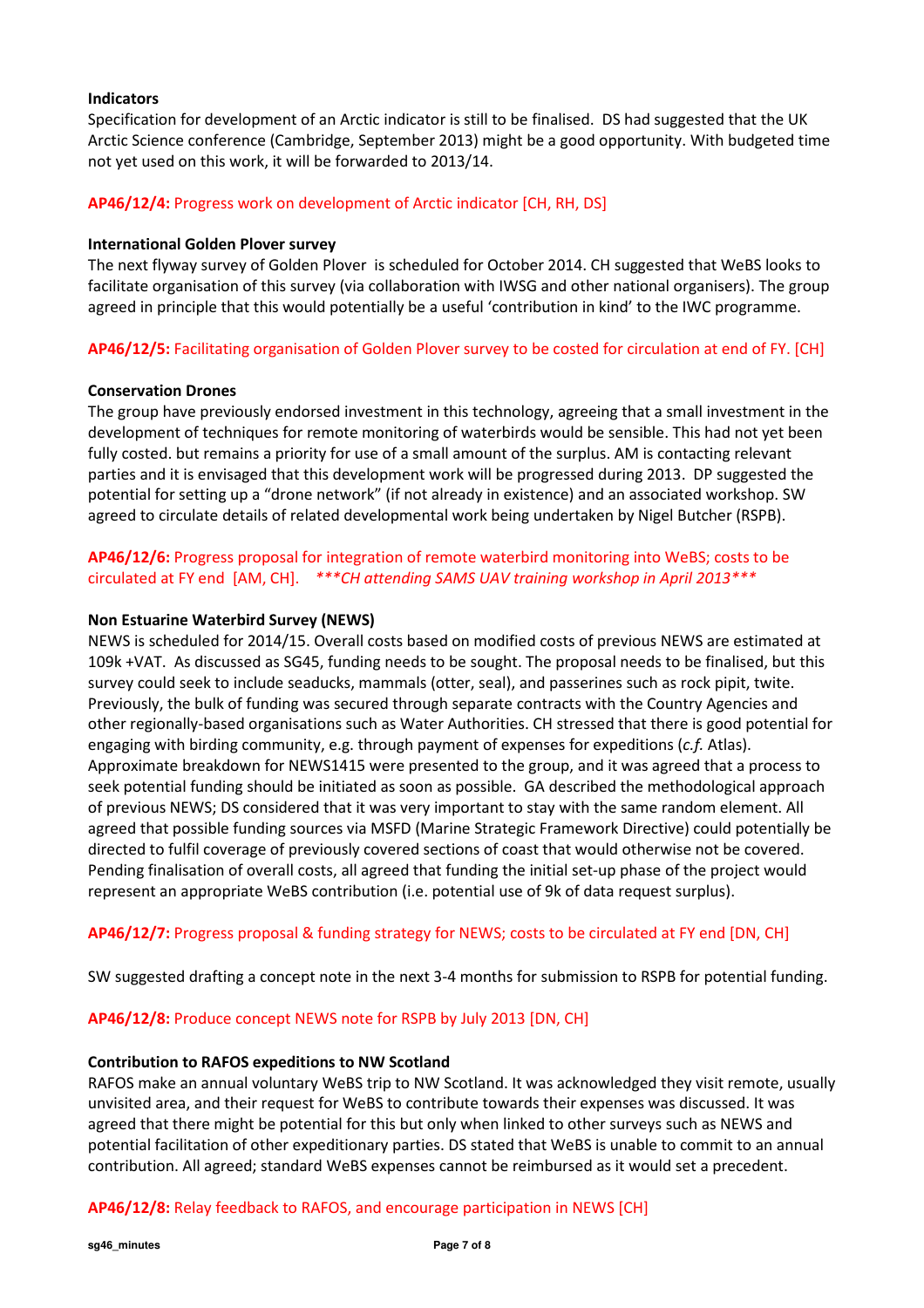**Indicators**

Specification for development of an Arctic indicator is still to be finalised. DS had suggested that the UK Arctic Science conference (Cambridge, September 2013) might be a good opportunity. With budgeted time not yet used on this work, it will be forwarded to 2013/14.

**AP46/12/4:** Progress work on development of Arctic indicator [CH, RH, DS]

**International Golden Plover survey**

The next flyway survey of Golden Plover is scheduled for October 2014. CH suggested that WeBS looks to facilitate organisation of this survey (via collaboration with IWSG and other national organisers). The group agreed in principle that this would potentially be a useful 'contribution in kind' to the IWC programme.

**AP46/12/5:** Facilitating organisation of Golden Plover survey to be costed for circulation at end of FY. [CH]

**Conservation Drones**

The group have previously endorsed investment in this technology, agreeing that a small investment in the development of techniques for remote monitoring of waterbirds would be sensible. This had not yet been fully costed. but remains a priority for use of a small amount of the surplus. AM is contacting relevant parties and it is envisaged that this development work will be progressed during 2013. DP suggested the potential for setting up a "drone network" (if not already in existence) and an associated workshop. SW agreed to circulate details of related developmental work being undertaken by Nigel Butcher (RSPB).

**AP46/12/6:** Progress proposal for integration of remote waterbird monitoring into WeBS; costs to be circulated at FY end [AM, CH]. *\*\*\*CH attending SAMS UAV training workshop in April 2013\*\*\**

**Non Estuarine Waterbird Survey (NEWS)**

NEWS is scheduled for 2014/15. Overall costs based on modified costs of previous NEWS are estimated at 109k +VAT. As discussed as SG45, funding needs to be sought. The proposal needs to be finalised, but this survey could seek to include seaducks, mammals (otter, seal), and passerines such as rock pipit, twite. Previously, the bulk of funding was secured through separate contracts with the Country Agencies and other regionally-based organisations such as Water Authorities. CH stressed that there is good potential for engaging with birding community, e.g. through payment of expenses for expeditions (*c.f.* Atlas). Approximate breakdown for NEWS1415 were presented to the group, and it was agreed that a process to seek potential funding should be initiated as soon as possible. GA described the methodological approach of previous NEWS; DS considered that it was very important to stay with the same random element. All agreed that possible funding sources via MSFD (Marine Strategic Framework Directive) could potentially be directed to fulfil coverage of previously covered sections of coast that would otherwise not be covered. Pending finalisation of overall costs, all agreed that funding the initial set-up phase of the project would represent an appropriate WeBS contribution (i.e. potential use of 9k of data request surplus).

**AP46/12/7:** Progress proposal & funding strategy for NEWS; costs to be circulated at FY end [DN, CH]

SW suggested drafting a concept note in the next 3-4 months for submission to RSPB for potential funding.

**AP46/12/8:** Produce concept NEWS note for RSPB by July 2013 [DN, CH]

**Contribution to RAFOS expeditions to NW Scotland**

RAFOS make an annual voluntary WeBS trip to NW Scotland. It was acknowledged they visit remote, usually unvisited area, and their request for WeBS to contribute towards their expenses was discussed. It was agreed that there might be potential for this but only when linked to other surveys such as NEWS and potential facilitation of other expeditionary parties. DS stated that WeBS is unable to commit to an annual contribution. All agreed; standard WeBS expenses cannot be reimbursed as it would set a precedent.

**AP46/12/8:** Relay feedback to RAFOS, and encourage participation in NEWS [CH]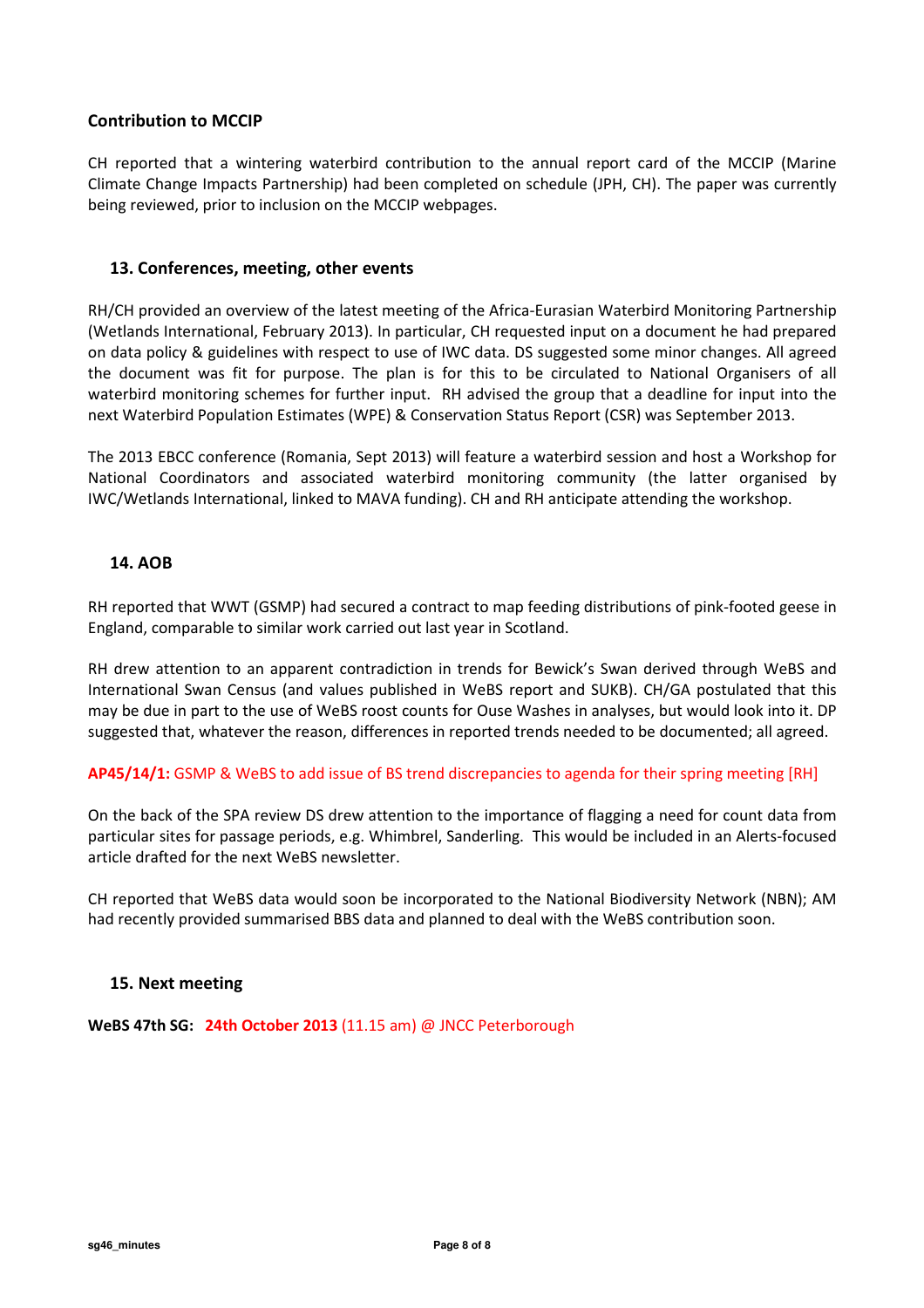### Contribution to MCCIP

CH reported that a wintering waterbird contribution to the annual report card of the MCCIP (Marine Climate Change Impacts Partnership) had been completed on schedule (JPH, CH). The paper was currently being reviewed, prior to inclusion on the MCCIP webpages.

## 13. Conferences, meeting, other events

RH/CH provided an overview of the latest meeting of the Africa-Eurasian Waterbird Monitoring Partnership (Wetlands International, February 2013). In particular, CH requested input on a document he had prepared on data policy & guidelines with respect to use of IWC data. DS suggested some minor changes. All agreed the document was fit for purpose. The plan is for this to be circulated to National Organisers of all waterbird monitoring schemes for further input. RH advised the group that a deadline for input into the next Waterbird Population Estimates (WPE) & Conservation Status Report (CSR) was September 2013.

The 2013 EBCC conference (Romania, Sept 2013) will feature a waterbird session and host a Workshop for National Coordinators and associated waterbird monitoring community (the latter organised by IWC/Wetlands International, linked to MAVA funding). CH and RH anticipate attending the workshop.

## 14. AOB

RH reported that WWT (GSMP) had secured a contract to map feeding distributions of pink-footed geese in England, comparable to similar work carried out last year in Scotland.

RH drew attention to an apparent contradiction in trends for Bewick's Swan derived through WeBS and International Swan Census (and values published in WeBS report and SUKB). CH/GA postulated that this may be due in part to the use of WeBS roost counts for Ouse Washes in analyses, but would look into it. DP suggested that, whatever the reason, differences in reported trends needed to be documented; all agreed.

**AP45/14/1:** GSMP & WeBS to add issue of BS trend discrepancies to agenda for their spring meeting [RH]

On the back of the SPA review DS drew attention to the importance of flagging a need for count data from particular sites for passage periods, e.g. Whimbrel, Sanderling. This would be included in an Alerts-focused article drafted for the next WeBS newsletter.

CH reported that WeBS data would soon be incorporated to the National Biodiversity Network (NBN); AM had recently provided summarised BBS data and planned to deal with the WeBS contribution soon.

## 15. Next meeting

**WeBS 47th SG: 24th October 2013** (11.15 am) @ JNCC Peterborough